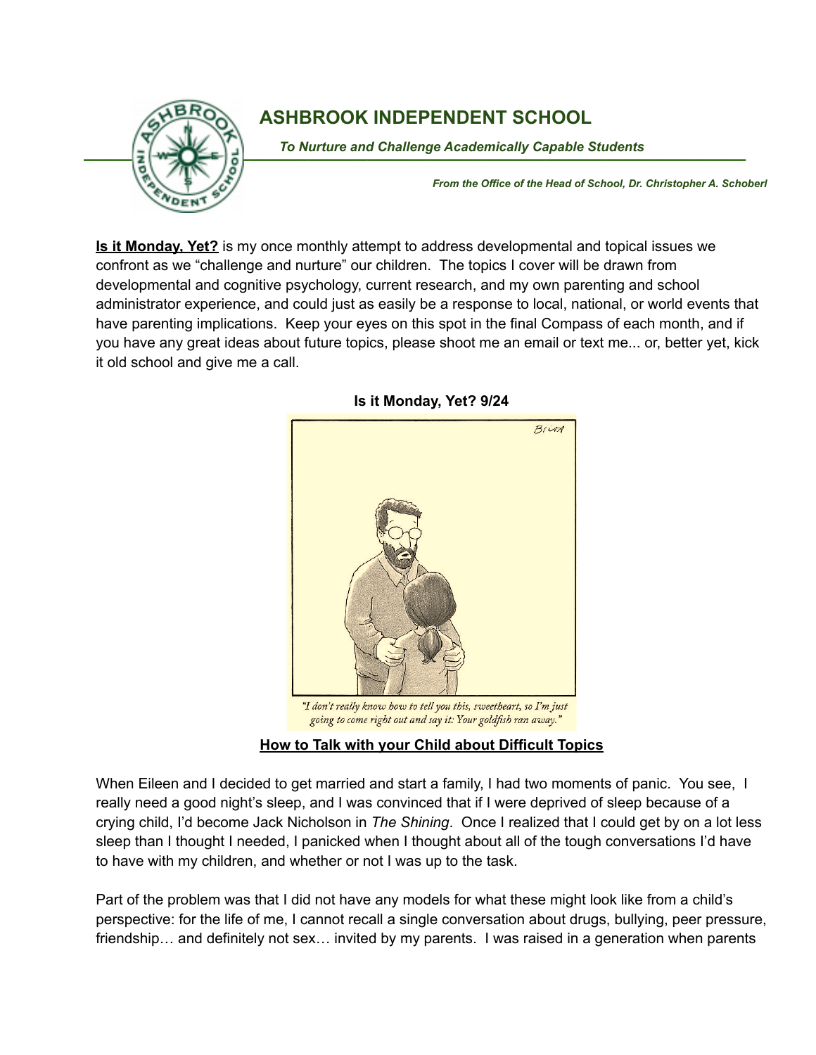# ASHBROOK INDEPENDENT SCHOOL

***To Nurture and Challenge Academically Capable Students***

***From the Office of the Head of School, Dr. Christopher A. Schoberl***

**Is it Monday, Yet?** is my once monthly attempt to address developmental and topical issues we confront as we "challenge and nurture" our children. The topics I cover will be drawn from developmental and cognitive psychology, current research, and my own parenting and school administrator experience, and could just as easily be a response to local, national, or world events that have parenting implications. Keep your eyes on this spot in the final Compass of each month, and if you have any great ideas about future topics, please shoot me an email or text me... or, better yet, kick it old school and give me a call.

**Is it Monday, Yet? 9/24**

*"I don't really know how to tell you this, sweetheart, so I'm just going to come right out and say it: Your goldfish ran away."*

## How to Talk with your Child about Difficult Topics

When Eileen and I decided to get married and start a family, I had two moments of panic. You see, I really need a good night's sleep, and I was convinced that if I were deprived of sleep because of a crying child, I'd become Jack Nicholson in *The Shining*. Once I realized that I could get by on a lot less sleep than I thought I needed, I panicked when I thought about all of the tough conversations I'd have to have with my children, and whether or not I was up to the task.

Part of the problem was that I did not have any models for what these might look like from a child's perspective: for the life of me, I cannot recall a single conversation about drugs, bullying, peer pressure, friendship… and definitely not sex… invited by my parents. I was raised in a generation when parents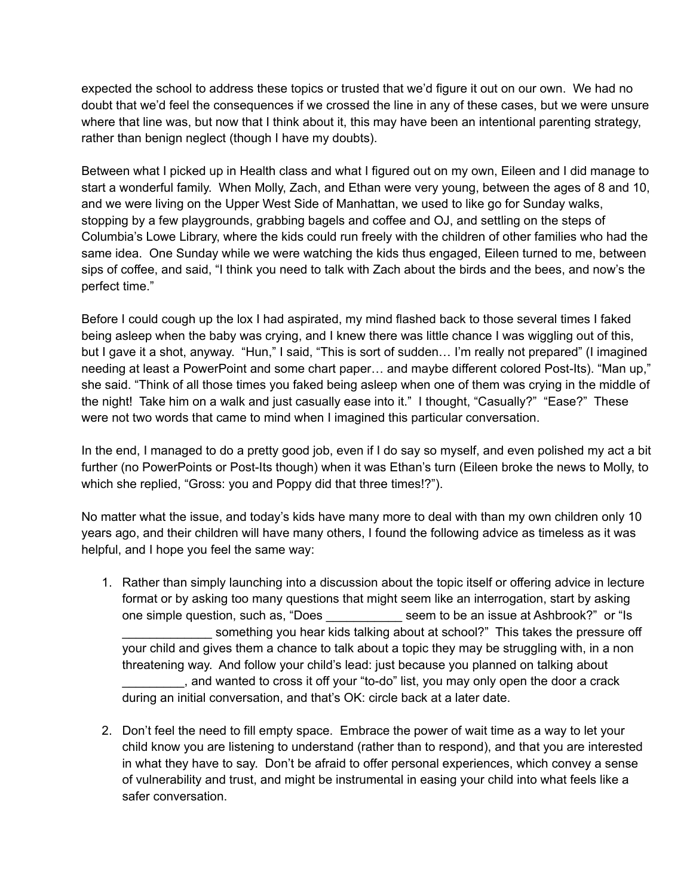expected the school to address these topics or trusted that we'd figure it out on our own. We had no doubt that we'd feel the consequences if we crossed the line in any of these cases, but we were unsure where that line was, but now that I think about it, this may have been an intentional parenting strategy, rather than benign neglect (though I have my doubts).

Between what I picked up in Health class and what I figured out on my own, Eileen and I did manage to start a wonderful family. When Molly, Zach, and Ethan were very young, between the ages of 8 and 10, and we were living on the Upper West Side of Manhattan, we used to like go for Sunday walks, stopping by a few playgrounds, grabbing bagels and coffee and OJ, and settling on the steps of Columbia's Lowe Library, where the kids could run freely with the children of other families who had the same idea. One Sunday while we were watching the kids thus engaged, Eileen turned to me, between sips of coffee, and said, "I think you need to talk with Zach about the birds and the bees, and now's the perfect time."

Before I could cough up the lox I had aspirated, my mind flashed back to those several times I faked being asleep when the baby was crying, and I knew there was little chance I was wiggling out of this, but I gave it a shot, anyway. "Hun," I said, "This is sort of sudden… I'm really not prepared" (I imagined needing at least a PowerPoint and some chart paper… and maybe different colored Post-Its). "Man up," she said. "Think of all those times you faked being asleep when one of them was crying in the middle of the night! Take him on a walk and just casually ease into it." I thought, "Casually?" "Ease?" These were not two words that came to mind when I imagined this particular conversation.

In the end, I managed to do a pretty good job, even if I do say so myself, and even polished my act a bit further (no PowerPoints or Post-Its though) when it was Ethan's turn (Eileen broke the news to Molly, to which she replied, "Gross: you and Poppy did that three times!?").

No matter what the issue, and today's kids have many more to deal with than my own children only 10 years ago, and their children will have many others, I found the following advice as timeless as it was helpful, and I hope you feel the same way:

1. Rather than simply launching into a discussion about the topic itself or offering advice in lecture format or by asking too many questions that might seem like an interrogation, start by asking one simple question, such as, "Does ___________ seem to be an issue at Ashbrook?" or "Is _____________ something you hear kids talking about at school?" This takes the pressure off your child and gives them a chance to talk about a topic they may be struggling with, in a non threatening way. And follow your child's lead: just because you planned on talking about _________, and wanted to cross it off your "to-do" list, you may only open the door a crack during an initial conversation, and that's OK: circle back at a later date.

2. Don't feel the need to fill empty space. Embrace the power of wait time as a way to let your child know you are listening to understand (rather than to respond), and that you are interested in what they have to say. Don't be afraid to offer personal experiences, which convey a sense of vulnerability and trust, and might be instrumental in easing your child into what feels like a safer conversation.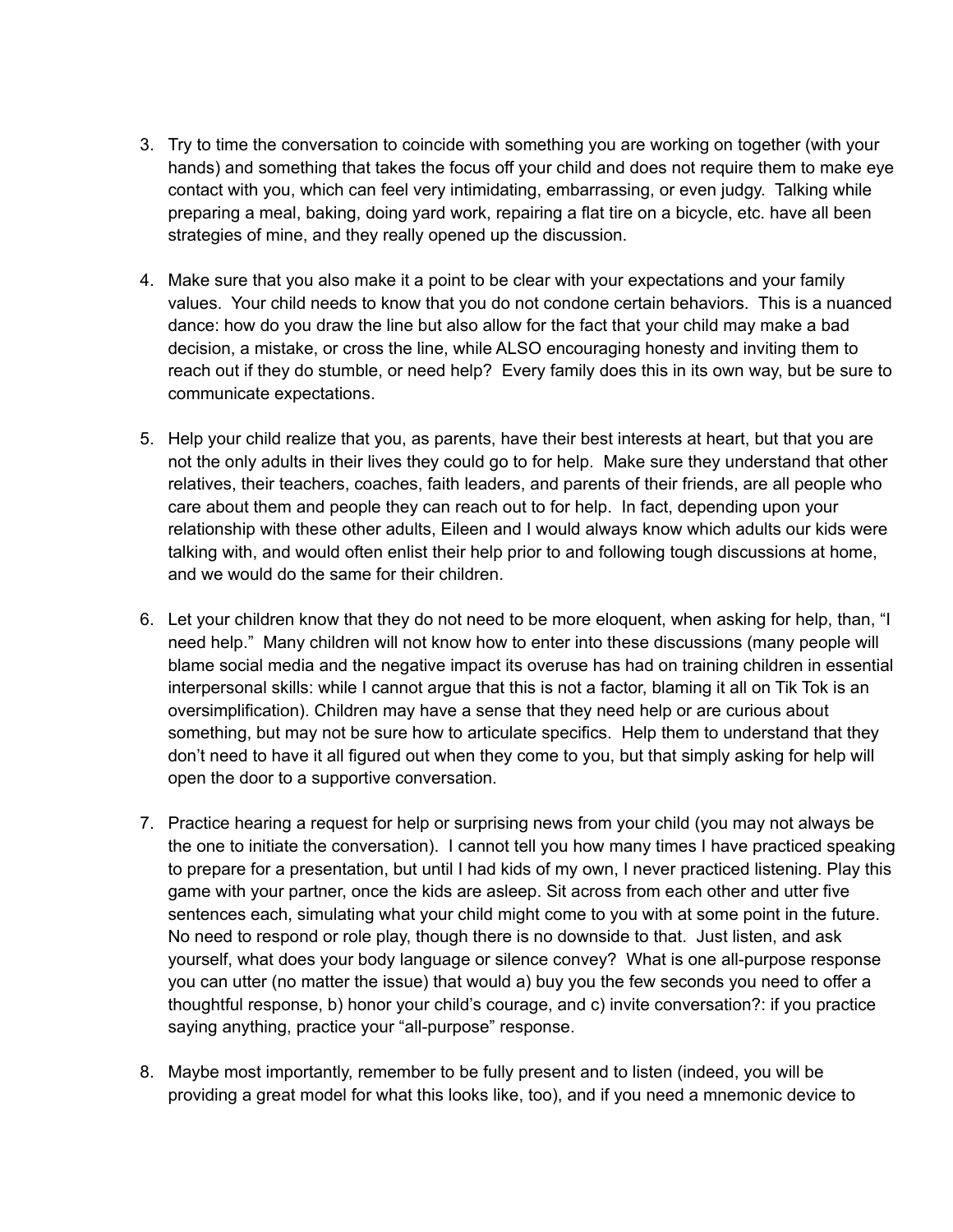3. Try to time the conversation to coincide with something you are working on together (with your hands) and something that takes the focus off your child and does not require them to make eye contact with you, which can feel very intimidating, embarrassing, or even judgy. Talking while preparing a meal, baking, doing yard work, repairing a flat tire on a bicycle, etc. have all been strategies of mine, and they really opened up the discussion.

4. Make sure that you also make it a point to be clear with your expectations and your family values. Your child needs to know that you do not condone certain behaviors. This is a nuanced dance: how do you draw the line but also allow for the fact that your child may make a bad decision, a mistake, or cross the line, while ALSO encouraging honesty and inviting them to reach out if they do stumble, or need help? Every family does this in its own way, but be sure to communicate expectations.

5. Help your child realize that you, as parents, have their best interests at heart, but that you are not the only adults in their lives they could go to for help. Make sure they understand that other relatives, their teachers, coaches, faith leaders, and parents of their friends, are all people who care about them and people they can reach out to for help. In fact, depending upon your relationship with these other adults, Eileen and I would always know which adults our kids were talking with, and would often enlist their help prior to and following tough discussions at home, and we would do the same for their children.

6. Let your children know that they do not need to be more eloquent, when asking for help, than, "I need help." Many children will not know how to enter into these discussions (many people will blame social media and the negative impact its overuse has had on training children in essential interpersonal skills: while I cannot argue that this is not a factor, blaming it all on Tik Tok is an oversimplification). Children may have a sense that they need help or are curious about something, but may not be sure how to articulate specifics. Help them to understand that they don't need to have it all figured out when they come to you, but that simply asking for help will open the door to a supportive conversation.

7. Practice hearing a request for help or surprising news from your child (you may not always be the one to initiate the conversation). I cannot tell you how many times I have practiced speaking to prepare for a presentation, but until I had kids of my own, I never practiced listening. Play this game with your partner, once the kids are asleep. Sit across from each other and utter five sentences each, simulating what your child might come to you with at some point in the future. No need to respond or role play, though there is no downside to that. Just listen, and ask yourself, what does your body language or silence convey? What is one all-purpose response you can utter (no matter the issue) that would a) buy you the few seconds you need to offer a thoughtful response, b) honor your child's courage, and c) invite conversation?: if you practice saying anything, practice your "all-purpose" response.

8. Maybe most importantly, remember to be fully present and to listen (indeed, you will be providing a great model for what this looks like, too), and if you need a mnemonic device to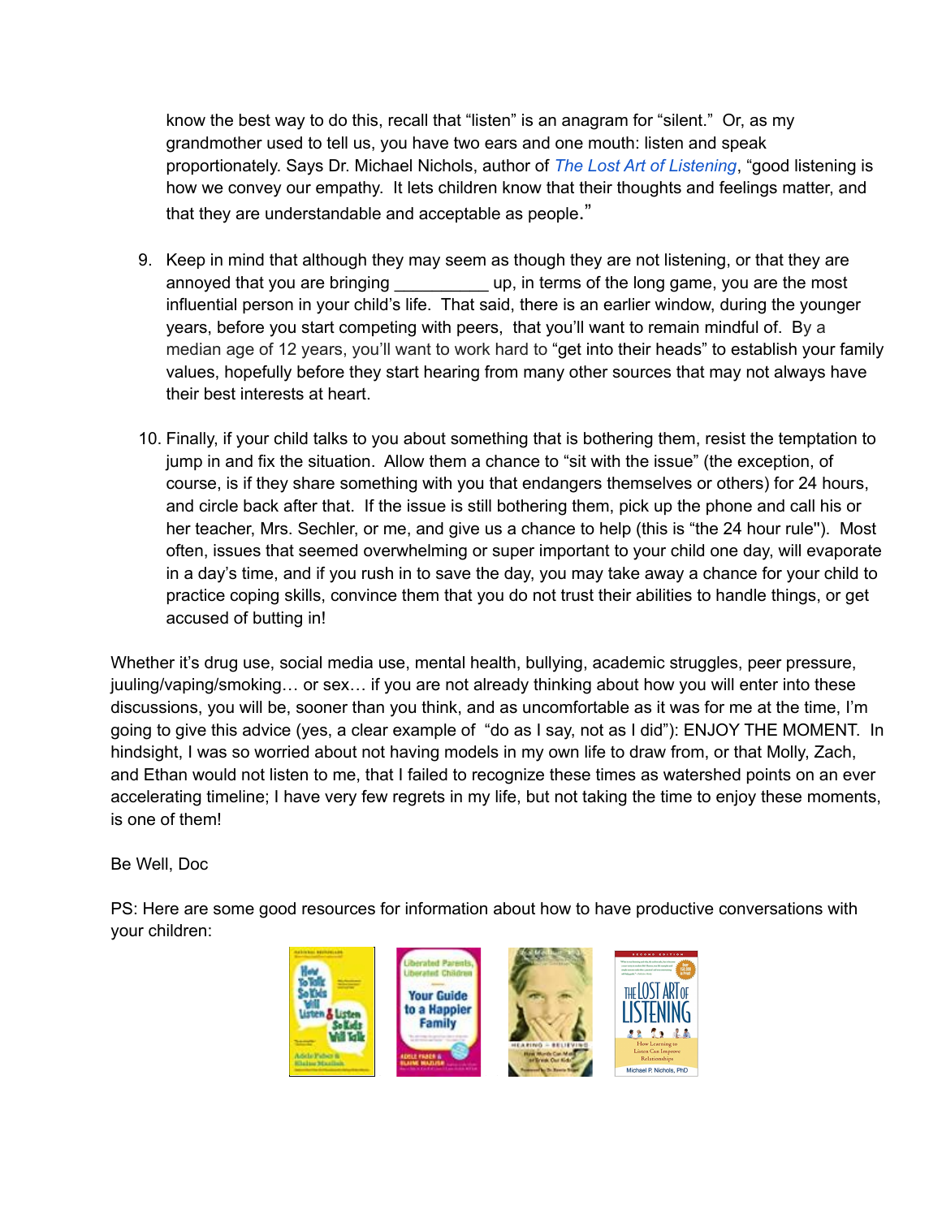know the best way to do this, recall that "listen" is an anagram for "silent." Or, as my grandmother used to tell us, you have two ears and one mouth: listen and speak proportionately. Says Dr. Michael Nichols, author of *The Lost Art of Listening*, "good listening is how we convey our empathy. It lets children know that their thoughts and feelings matter, and that they are understandable and acceptable as people."

9. Keep in mind that although they may seem as though they are not listening, or that they are annoyed that you are bringing __________ up, in terms of the long game, you are the most influential person in your child's life. That said, there is an earlier window, during the younger years, before you start competing with peers, that you'll want to remain mindful of. By a median age of 12 years, you'll want to work hard to "get into their heads" to establish your family values, hopefully before they start hearing from many other sources that may not always have their best interests at heart.

10. Finally, if your child talks to you about something that is bothering them, resist the temptation to jump in and fix the situation. Allow them a chance to "sit with the issue" (the exception, of course, is if they share something with you that endangers themselves or others) for 24 hours, and circle back after that. If the issue is still bothering them, pick up the phone and call his or her teacher, Mrs. Sechler, or me, and give us a chance to help (this is "the 24 hour rule"). Most often, issues that seemed overwhelming or super important to your child one day, will evaporate in a day's time, and if you rush in to save the day, you may take away a chance for your child to practice coping skills, convince them that you do not trust their abilities to handle things, or get accused of butting in!

Whether it's drug use, social media use, mental health, bullying, academic struggles, peer pressure, juuling/vaping/smoking… or sex… if you are not already thinking about how you will enter into these discussions, you will be, sooner than you think, and as uncomfortable as it was for me at the time, I'm going to give this advice (yes, a clear example of "do as I say, not as I did"): ENJOY THE MOMENT. In hindsight, I was so worried about not having models in my own life to draw from, or that Molly, Zach, and Ethan would not listen to me, that I failed to recognize these times as watershed points on an ever accelerating timeline; I have very few regrets in my life, but not taking the time to enjoy these moments, is one of them!

Be Well, Doc

PS: Here are some good resources for information about how to have productive conversations with your children: